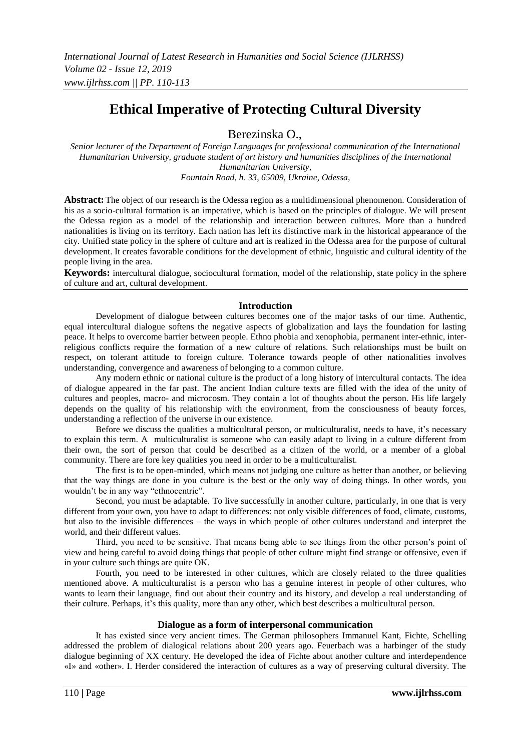# Ethical Imperative of Protecting Cultural Diversity

Berezinska O.,

*Senior lecturer of the Department of Foreign Languages for professional communication of the International Humanitarian University, graduate student of art history and humanities disciplines of the International Humanitarian University,*
*Fountain Road, h. 33, 65009, Ukraine, Odessa,*

**Abstract:** The object of our research is the Odessa region as a multidimensional phenomenon. Consideration of his as a socio-cultural formation is an imperative, which is based on the principles of dialogue. We will present the Odessa region as a model of the relationship and interaction between cultures. More than a hundred nationalities is living on its territory. Each nation has left its distinctive mark in the historical appearance of the city. Unified state policy in the sphere of culture and art is realized in the Odessa area for the purpose of cultural development. It creates favorable conditions for the development of ethnic, linguistic and cultural identity of the people living in the area.

**Keywords:** intercultural dialogue, sociocultural formation, model of the relationship, state policy in the sphere of culture and art, cultural development.

## Introduction

Development of dialogue between cultures becomes one of the major tasks of our time. Authentic, equal intercultural dialogue softens the negative aspects of globalization and lays the foundation for lasting peace. It helps to overcome barrier between people. Ethno phobia and xenophobia, permanent inter-ethnic, inter-religious conflicts require the formation of a new culture of relations. Such relationships must be built on respect, on tolerant attitude to foreign culture. Tolerance towards people of other nationalities involves understanding, convergence and awareness of belonging to a common culture.

Any modern ethnic or national culture is the product of a long history of intercultural contacts. The idea of dialogue appeared in the far past. The ancient Indian culture texts are filled with the idea of the unity of cultures and peoples, macro- and microcosm. They contain a lot of thoughts about the person. His life largely depends on the quality of his relationship with the environment, from the consciousness of beauty forces, understanding a reflection of the universe in our existence.

Before we discuss the qualities a multicultural person, or multiculturalist, needs to have, it's necessary to explain this term. A multiculturalist is someone who can easily adapt to living in a culture different from their own, the sort of person that could be described as a citizen of the world, or a member of a global community. There are fore key qualities you need in order to be a multiculturalist.

The first is to be open-minded, which means not judging one culture as better than another, or believing that the way things are done in you culture is the best or the only way of doing things. In other words, you wouldn't be in any way "ethnocentric".

Second, you must be adaptable. To live successfully in another culture, particularly, in one that is very different from your own, you have to adapt to differences: not only visible differences of food, climate, customs, but also to the invisible differences – the ways in which people of other cultures understand and interpret the world, and their different values.

Third, you need to be sensitive. That means being able to see things from the other person's point of view and being careful to avoid doing things that people of other culture might find strange or offensive, even if in your culture such things are quite OK.

Fourth, you need to be interested in other cultures, which are closely related to the three qualities mentioned above. A multiculturalist is a person who has a genuine interest in people of other cultures, who wants to learn their language, find out about their country and its history, and develop a real understanding of their culture. Perhaps, it's this quality, more than any other, which best describes a multicultural person.

## Dialogue as a form of interpersonal communication

It has existed since very ancient times. The German philosophers Immanuel Kant, Fichte, Schelling addressed the problem of dialogical relations about 200 years ago. Feuerbach was a harbinger of the study dialogue beginning of XX century. He developed the idea of Fichte about another culture and interdependence «I» and «other». I. Herder considered the interaction of cultures as a way of preserving cultural diversity. The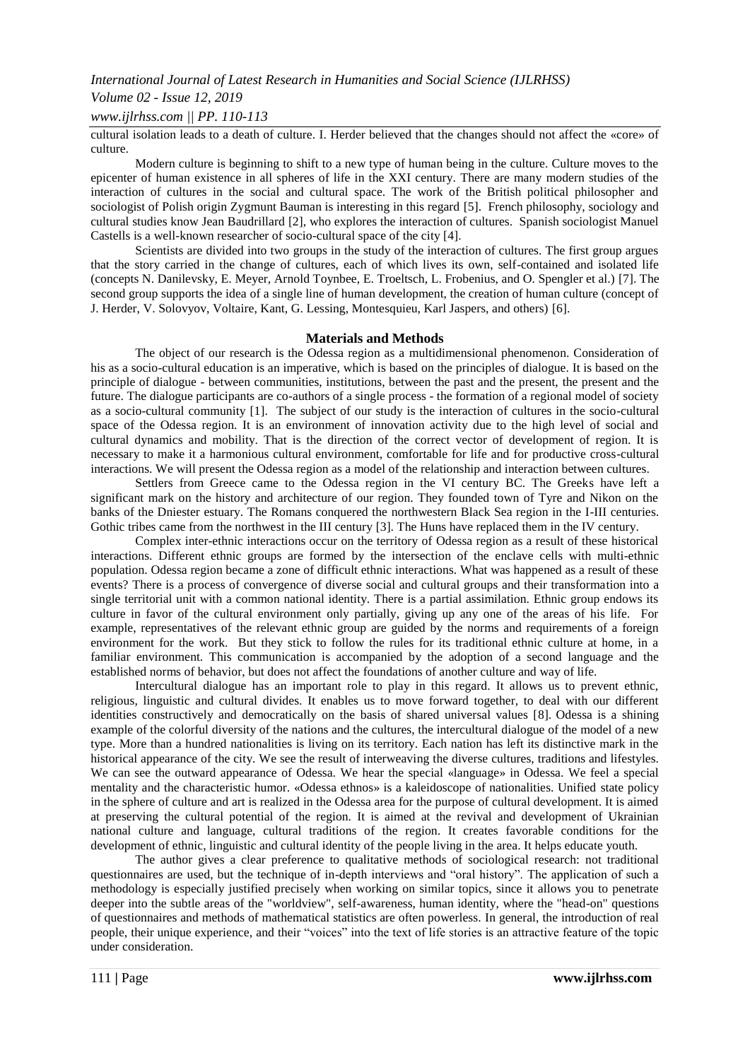cultural isolation leads to a death of culture. I. Herder believed that the changes should not affect the «core» of culture.

Modern culture is beginning to shift to a new type of human being in the culture. Culture moves to the epicenter of human existence in all spheres of life in the XXI century. There are many modern studies of the interaction of cultures in the social and cultural space. The work of the British political philosopher and sociologist of Polish origin Zygmunt Bauman is interesting in this regard [5]. French philosophy, sociology and cultural studies know Jean Baudrillard [2], who explores the interaction of cultures. Spanish sociologist Manuel Castells is a well-known researcher of socio-cultural space of the city [4].

Scientists are divided into two groups in the study of the interaction of cultures. The first group argues that the story carried in the change of cultures, each of which lives its own, self-contained and isolated life (concepts N. Danilevsky, E. Meyer, Arnold Toynbee, E. Troeltsch, L. Frobenius, and O. Spengler et al.) [7]. The second group supports the idea of a single line of human development, the creation of human culture (concept of J. Herder, V. Solovyov, Voltaire, Kant, G. Lessing, Montesquieu, Karl Jaspers, and others) [6].

## Materials and Methods

The object of our research is the Odessa region as a multidimensional phenomenon. Consideration of his as a socio-cultural education is an imperative, which is based on the principles of dialogue. It is based on the principle of dialogue - between communities, institutions, between the past and the present, the present and the future. The dialogue participants are co-authors of a single process - the formation of a regional model of society as a socio-cultural community [1]. The subject of our study is the interaction of cultures in the socio-cultural space of the Odessa region. It is an environment of innovation activity due to the high level of social and cultural dynamics and mobility. That is the direction of the correct vector of development of region. It is necessary to make it a harmonious cultural environment, comfortable for life and for productive cross-cultural interactions. We will present the Odessa region as a model of the relationship and interaction between cultures.

Settlers from Greece came to the Odessa region in the VI century BC. The Greeks have left a significant mark on the history and architecture of our region. They founded town of Tyre and Nikon on the banks of the Dniester estuary. The Romans conquered the northwestern Black Sea region in the I-III centuries. Gothic tribes came from the northwest in the III century [3]. The Huns have replaced them in the IV century.

Complex inter-ethnic interactions occur on the territory of Odessa region as a result of these historical interactions. Different ethnic groups are formed by the intersection of the enclave cells with multi-ethnic population. Odessa region became a zone of difficult ethnic interactions. What was happened as a result of these events? There is a process of convergence of diverse social and cultural groups and their transformation into a single territorial unit with a common national identity. There is a partial assimilation. Ethnic group endows its culture in favor of the cultural environment only partially, giving up any one of the areas of his life. For example, representatives of the relevant ethnic group are guided by the norms and requirements of a foreign environment for the work. But they stick to follow the rules for its traditional ethnic culture at home, in a familiar environment. This communication is accompanied by the adoption of a second language and the established norms of behavior, but does not affect the foundations of another culture and way of life.

Intercultural dialogue has an important role to play in this regard. It allows us to prevent ethnic, religious, linguistic and cultural divides. It enables us to move forward together, to deal with our different identities constructively and democratically on the basis of shared universal values [8]. Odessa is a shining example of the colorful diversity of the nations and the cultures, the intercultural dialogue of the model of a new type. More than a hundred nationalities is living on its territory. Each nation has left its distinctive mark in the historical appearance of the city. We see the result of interweaving the diverse cultures, traditions and lifestyles. We can see the outward appearance of Odessa. We hear the special «language» in Odessa. We feel a special mentality and the characteristic humor. «Odessa ethnos» is a kaleidoscope of nationalities. Unified state policy in the sphere of culture and art is realized in the Odessa area for the purpose of cultural development. It is aimed at preserving the cultural potential of the region. It is aimed at the revival and development of Ukrainian national culture and language, cultural traditions of the region. It creates favorable conditions for the development of ethnic, linguistic and cultural identity of the people living in the area. It helps educate youth.

The author gives a clear preference to qualitative methods of sociological research: not traditional questionnaires are used, but the technique of in-depth interviews and "oral history". The application of such a methodology is especially justified precisely when working on similar topics, since it allows you to penetrate deeper into the subtle areas of the "worldview", self-awareness, human identity, where the "head-on" questions of questionnaires and methods of mathematical statistics are often powerless. In general, the introduction of real people, their unique experience, and their "voices" into the text of life stories is an attractive feature of the topic under consideration.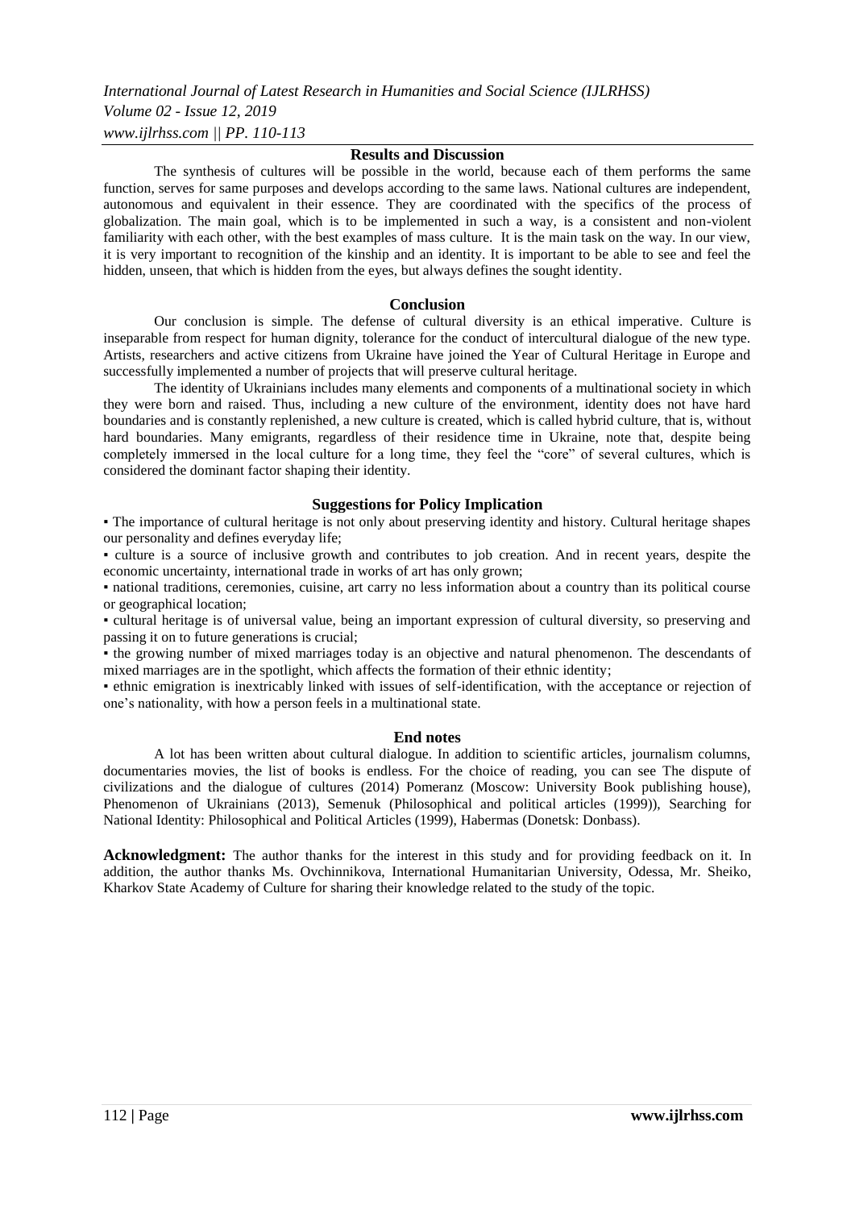## Results and Discussion

The synthesis of cultures will be possible in the world, because each of them performs the same function, serves for same purposes and develops according to the same laws. National cultures are independent, autonomous and equivalent in their essence. They are coordinated with the specifics of the process of globalization. The main goal, which is to be implemented in such a way, is a consistent and non-violent familiarity with each other, with the best examples of mass culture. It is the main task on the way. In our view, it is very important to recognition of the kinship and an identity. It is important to be able to see and feel the hidden, unseen, that which is hidden from the eyes, but always defines the sought identity.

## Conclusion

Our conclusion is simple. The defense of cultural diversity is an ethical imperative. Culture is inseparable from respect for human dignity, tolerance for the conduct of intercultural dialogue of the new type. Artists, researchers and active citizens from Ukraine have joined the Year of Cultural Heritage in Europe and successfully implemented a number of projects that will preserve cultural heritage.

The identity of Ukrainians includes many elements and components of a multinational society in which they were born and raised. Thus, including a new culture of the environment, identity does not have hard boundaries and is constantly replenished, a new culture is created, which is called hybrid culture, that is, without hard boundaries. Many emigrants, regardless of their residence time in Ukraine, note that, despite being completely immersed in the local culture for a long time, they feel the "core" of several cultures, which is considered the dominant factor shaping their identity.

## Suggestions for Policy Implication

- The importance of cultural heritage is not only about preserving identity and history. Cultural heritage shapes our personality and defines everyday life;
- culture is a source of inclusive growth and contributes to job creation. And in recent years, despite the economic uncertainty, international trade in works of art has only grown;
- national traditions, ceremonies, cuisine, art carry no less information about a country than its political course or geographical location;
- cultural heritage is of universal value, being an important expression of cultural diversity, so preserving and passing it on to future generations is crucial;
- the growing number of mixed marriages today is an objective and natural phenomenon. The descendants of mixed marriages are in the spotlight, which affects the formation of their ethnic identity;
- ethnic emigration is inextricably linked with issues of self-identification, with the acceptance or rejection of one's nationality, with how a person feels in a multinational state.

## End notes

A lot has been written about cultural dialogue. In addition to scientific articles, journalism columns, documentaries movies, the list of books is endless. For the choice of reading, you can see The dispute of civilizations and the dialogue of cultures (2014) Pomeranz (Moscow: University Book publishing house), Phenomenon of Ukrainians (2013), Semenuk (Philosophical and political articles (1999)), Searching for National Identity: Philosophical and Political Articles (1999), Habermas (Donetsk: Donbass).

**Acknowledgment:** The author thanks for the interest in this study and for providing feedback on it. In addition, the author thanks Ms. Ovchinnikova, International Humanitarian University, Odessa, Mr. Sheiko, Kharkov State Academy of Culture for sharing their knowledge related to the study of the topic.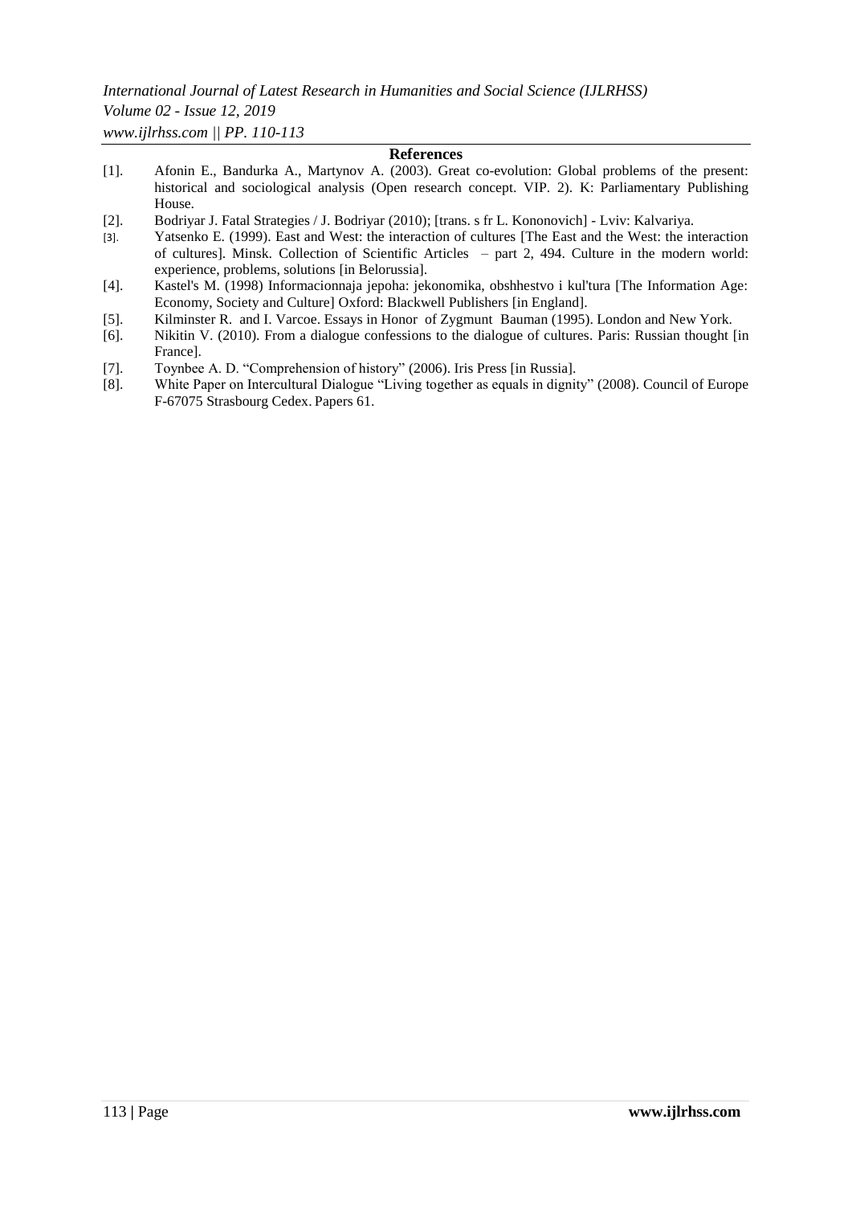## References

[1]. Afonin E., Bandurka A., Martynov A. (2003). Great co-evolution: Global problems of the present: historical and sociological analysis (Open research concept. VIP. 2). K: Parliamentary Publishing House.

[2]. Bodriyar J. Fatal Strategies / J. Bodriyar (2010); [trans. s fr L. Kononovich] - Lviv: Kalvariya.

[3]. Yatsenko E. (1999). East and West: the interaction of cultures [The East and the West: the interaction of cultures]. Minsk. Collection of Scientific Articles – part 2, 494. Culture in the modern world: experience, problems, solutions [in Belorussia].

[4]. Kastel's M. (1998) Informacionnaja jepoha: jekonomika, obshhestvo i kul'tura [The Information Age: Economy, Society and Culture] Oxford: Blackwell Publishers [in England].

[5]. Kilminster R. and I. Varcoe. Essays in Honor of Zygmunt Bauman (1995). London and New York.

[6]. Nikitin V. (2010). From a dialogue confessions to the dialogue of cultures. Paris: Russian thought [in France].

[7]. Toynbee A. D. "Comprehension of history" (2006). Iris Press [in Russia].

[8]. White Paper on Intercultural Dialogue "Living together as equals in dignity" (2008). Council of Europe F-67075 Strasbourg Cedex. Papers 61.